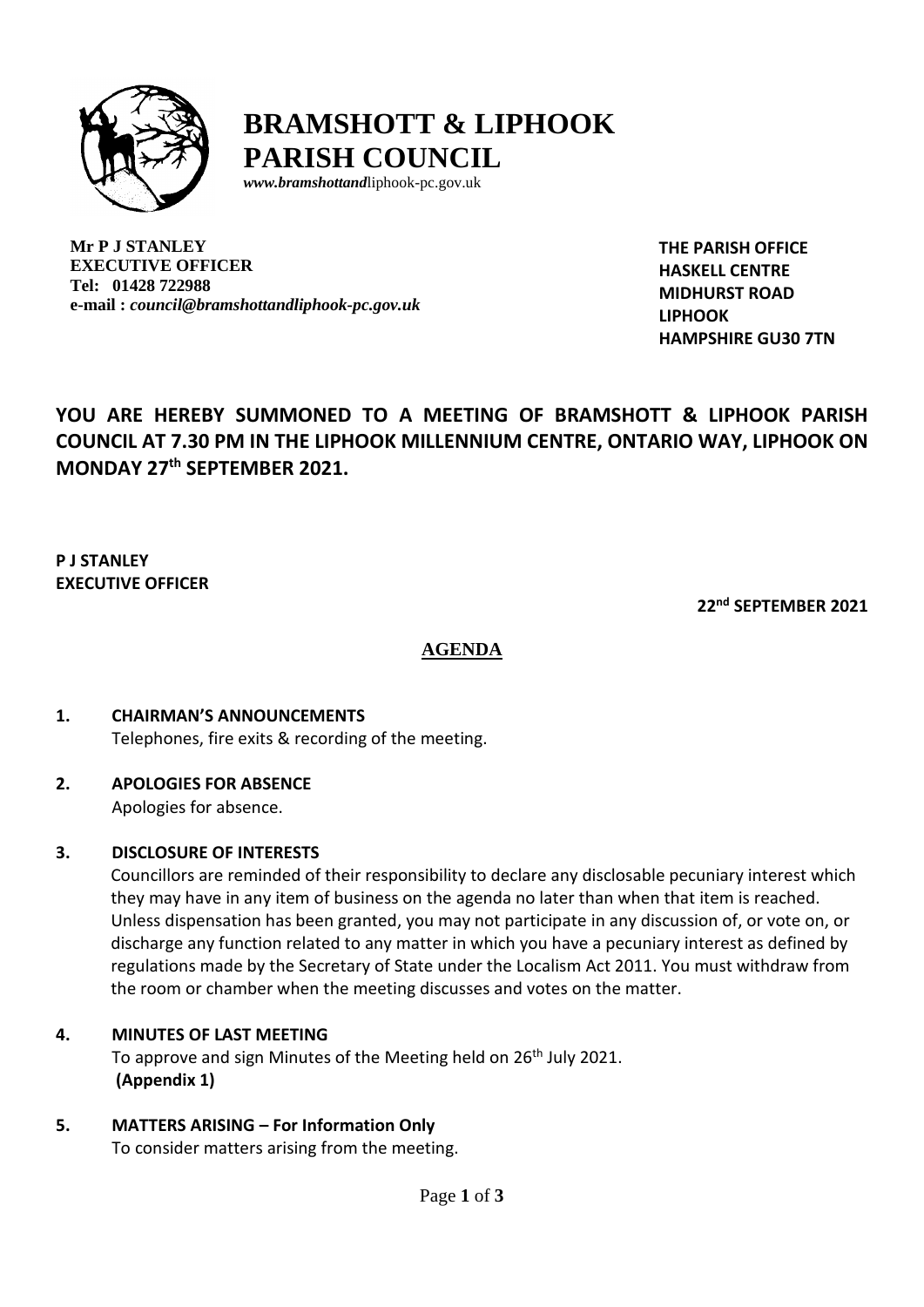# BRAMSHOTT & LIPHOOK PARISH COUNCIL

*www.bramshottand*liphook-pc.gov.uk

**Mr P J STANLEY**
**EXECUTIVE OFFICER**
**Tel: 01428 722988**
**e-mail :** ***council@bramshottandliphook-pc.gov.uk***

**THE PARISH OFFICE**
**HASKELL CENTRE**
**MIDHURST ROAD**
**LIPHOOK**
**HAMPSHIRE GU30 7TN**

## YOU ARE HEREBY SUMMONED TO A MEETING OF BRAMSHOTT & LIPHOOK PARISH COUNCIL AT 7.30 PM IN THE LIPHOOK MILLENNIUM CENTRE, ONTARIO WAY, LIPHOOK ON MONDAY 27th SEPTEMBER 2021.

**P J STANLEY**
**EXECUTIVE OFFICER**

**22nd SEPTEMBER 2021**

## AGENDA

**1. CHAIRMAN'S ANNOUNCEMENTS**
Telephones, fire exits & recording of the meeting.

**2. APOLOGIES FOR ABSENCE**
Apologies for absence.

**3. DISCLOSURE OF INTERESTS**
Councillors are reminded of their responsibility to declare any disclosable pecuniary interest which they may have in any item of business on the agenda no later than when that item is reached. Unless dispensation has been granted, you may not participate in any discussion of, or vote on, or discharge any function related to any matter in which you have a pecuniary interest as defined by regulations made by the Secretary of State under the Localism Act 2011. You must withdraw from the room or chamber when the meeting discusses and votes on the matter.

**4. MINUTES OF LAST MEETING**
To approve and sign Minutes of the Meeting held on 26th July 2021.
**(Appendix 1)**

**5. MATTERS ARISING – For Information Only**
To consider matters arising from the meeting.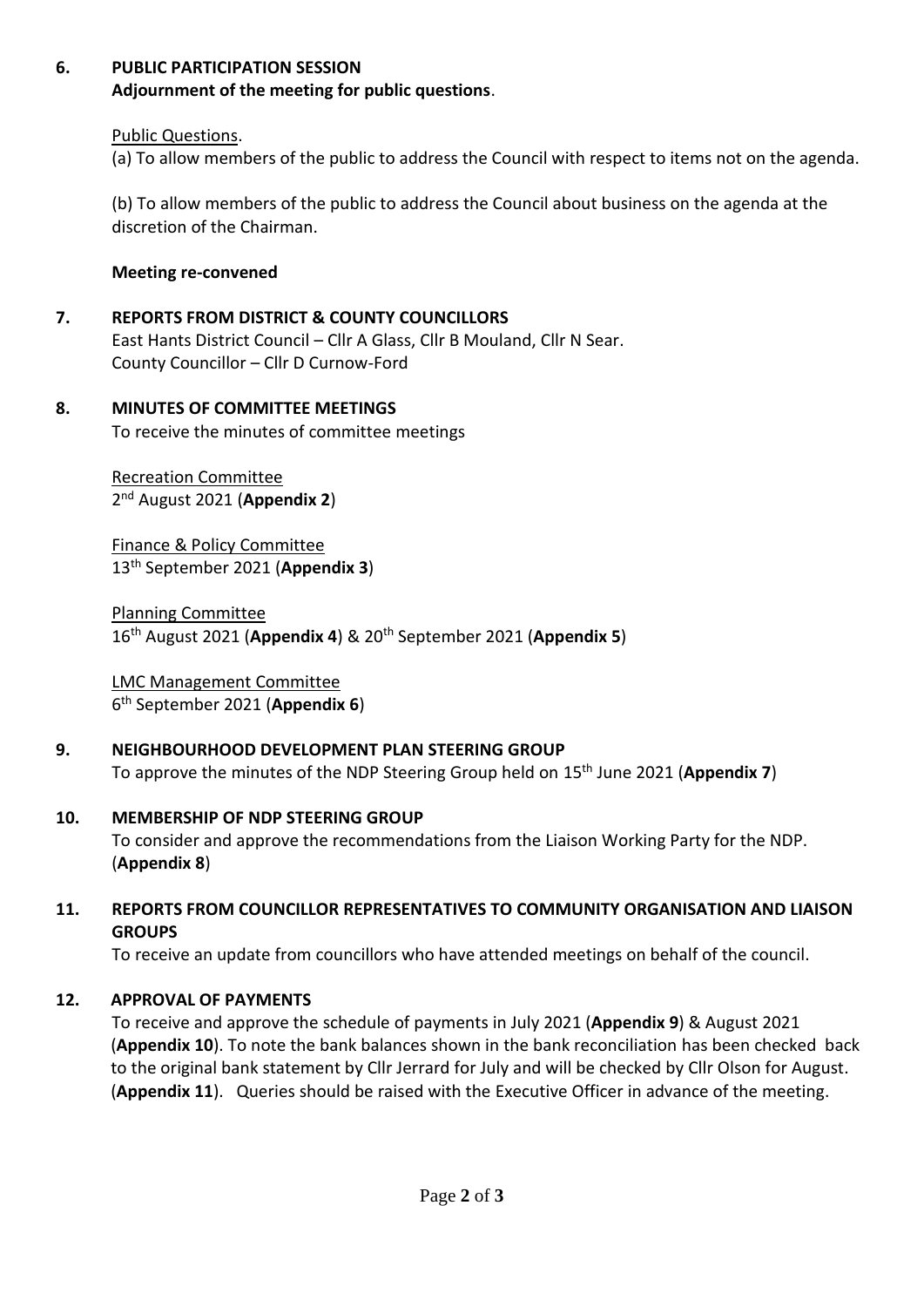**6. PUBLIC PARTICIPATION SESSION**
**Adjournment of the meeting for public questions**.

Public Questions.
(a) To allow members of the public to address the Council with respect to items not on the agenda.

(b) To allow members of the public to address the Council about business on the agenda at the discretion of the Chairman.

**Meeting re-convened**

**7. REPORTS FROM DISTRICT & COUNTY COUNCILLORS**
East Hants District Council – Cllr A Glass, Cllr B Mouland, Cllr N Sear.
County Councillor – Cllr D Curnow-Ford

**8. MINUTES OF COMMITTEE MEETINGS**
To receive the minutes of committee meetings

Recreation Committee
2nd August 2021 (**Appendix 2**)

Finance & Policy Committee
13th September 2021 (**Appendix 3**)

Planning Committee
16th August 2021 (**Appendix 4**) & 20th September 2021 (**Appendix 5**)

LMC Management Committee
6th September 2021 (**Appendix 6**)

**9. NEIGHBOURHOOD DEVELOPMENT PLAN STEERING GROUP**
To approve the minutes of the NDP Steering Group held on 15th June 2021 (**Appendix 7**)

**10. MEMBERSHIP OF NDP STEERING GROUP**
To consider and approve the recommendations from the Liaison Working Party for the NDP. (**Appendix 8**)

**11. REPORTS FROM COUNCILLOR REPRESENTATIVES TO COMMUNITY ORGANISATION AND LIAISON GROUPS**
To receive an update from councillors who have attended meetings on behalf of the council.

**12. APPROVAL OF PAYMENTS**
To receive and approve the schedule of payments in July 2021 (**Appendix 9**) & August 2021 (**Appendix 10**). To note the bank balances shown in the bank reconciliation has been checked back to the original bank statement by Cllr Jerrard for July and will be checked by Cllr Olson for August. (**Appendix 11**). Queries should be raised with the Executive Officer in advance of the meeting.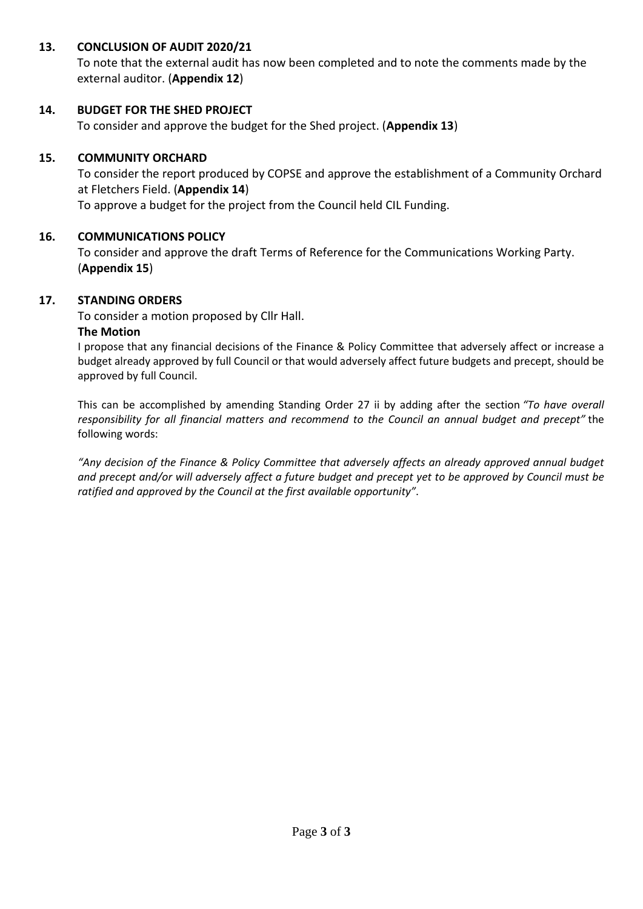## 13. CONCLUSION OF AUDIT 2020/21

To note that the external audit has now been completed and to note the comments made by the external auditor. (**Appendix 12**)

## 14. BUDGET FOR THE SHED PROJECT

To consider and approve the budget for the Shed project. (**Appendix 13**)

## 15. COMMUNITY ORCHARD

To consider the report produced by COPSE and approve the establishment of a Community Orchard at Fletchers Field. (**Appendix 14**)

To approve a budget for the project from the Council held CIL Funding.

## 16. COMMUNICATIONS POLICY

To consider and approve the draft Terms of Reference for the Communications Working Party. (**Appendix 15**)

## 17. STANDING ORDERS

To consider a motion proposed by Cllr Hall.

**The Motion**

I propose that any financial decisions of the Finance & Policy Committee that adversely affect or increase a budget already approved by full Council or that would adversely affect future budgets and precept, should be approved by full Council.

This can be accomplished by amending Standing Order 27 ii by adding after the section *"To have overall responsibility for all financial matters and recommend to the Council an annual budget and precept"* the following words:

*"Any decision of the Finance & Policy Committee that adversely affects an already approved annual budget and precept and/or will adversely affect a future budget and precept yet to be approved by Council must be ratified and approved by the Council at the first available opportunity"*.